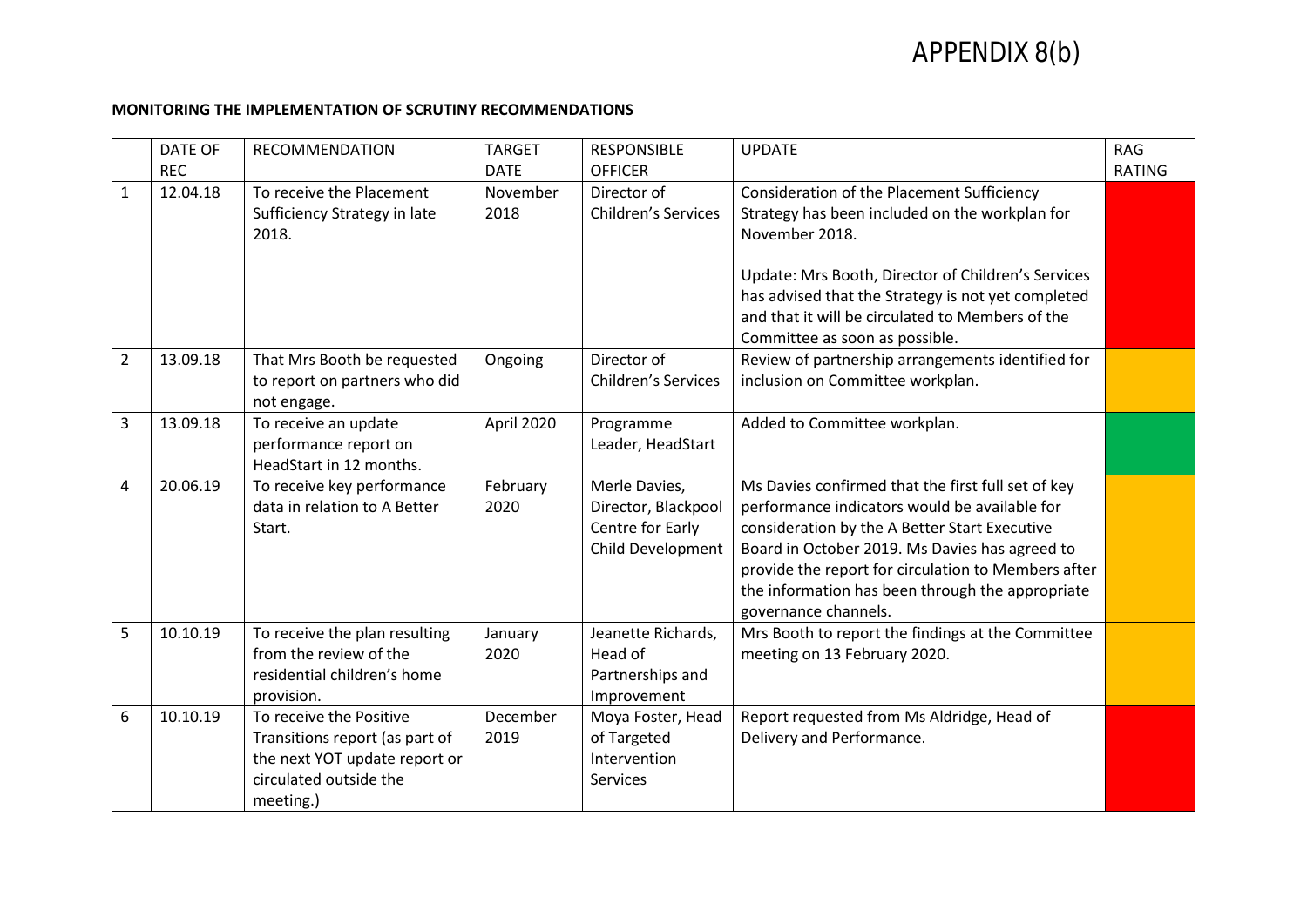# APPENDIX 8(b)

**MONITORING THE IMPLEMENTATION OF SCRUTINY RECOMMENDATIONS**

| | DATE OF REC | RECOMMENDATION | TARGET DATE | RESPONSIBLE OFFICER | UPDATE | RAG RATING |
|---|---|---|---|---|---|---|
| 1 | 12.04.18 | To receive the Placement Sufficiency Strategy in late 2018. | November 2018 | Director of Children's Services | Consideration of the Placement Sufficiency Strategy has been included on the workplan for November 2018.<br><br>Update: Mrs Booth, Director of Children's Services has advised that the Strategy is not yet completed and that it will be circulated to Members of the Committee as soon as possible. | |
| 2 | 13.09.18 | That Mrs Booth be requested to report on partners who did not engage. | Ongoing | Director of Children's Services | Review of partnership arrangements identified for inclusion on Committee workplan. | |
| 3 | 13.09.18 | To receive an update performance report on HeadStart in 12 months. | April 2020 | Programme Leader, HeadStart | Added to Committee workplan. | |
| 4 | 20.06.19 | To receive key performance data in relation to A Better Start. | February 2020 | Merle Davies, Director, Blackpool Centre for Early Child Development | Ms Davies confirmed that the first full set of key performance indicators would be available for consideration by the A Better Start Executive Board in October 2019. Ms Davies has agreed to provide the report for circulation to Members after the information has been through the appropriate governance channels. | |
| 5 | 10.10.19 | To receive the plan resulting from the review of the residential children's home provision. | January 2020 | Jeanette Richards, Head of Partnerships and Improvement | Mrs Booth to report the findings at the Committee meeting on 13 February 2020. | |
| 6 | 10.10.19 | To receive the Positive Transitions report (as part of the next YOT update report or circulated outside the meeting.) | December 2019 | Moya Foster, Head of Targeted Intervention Services | Report requested from Ms Aldridge, Head of Delivery and Performance. | |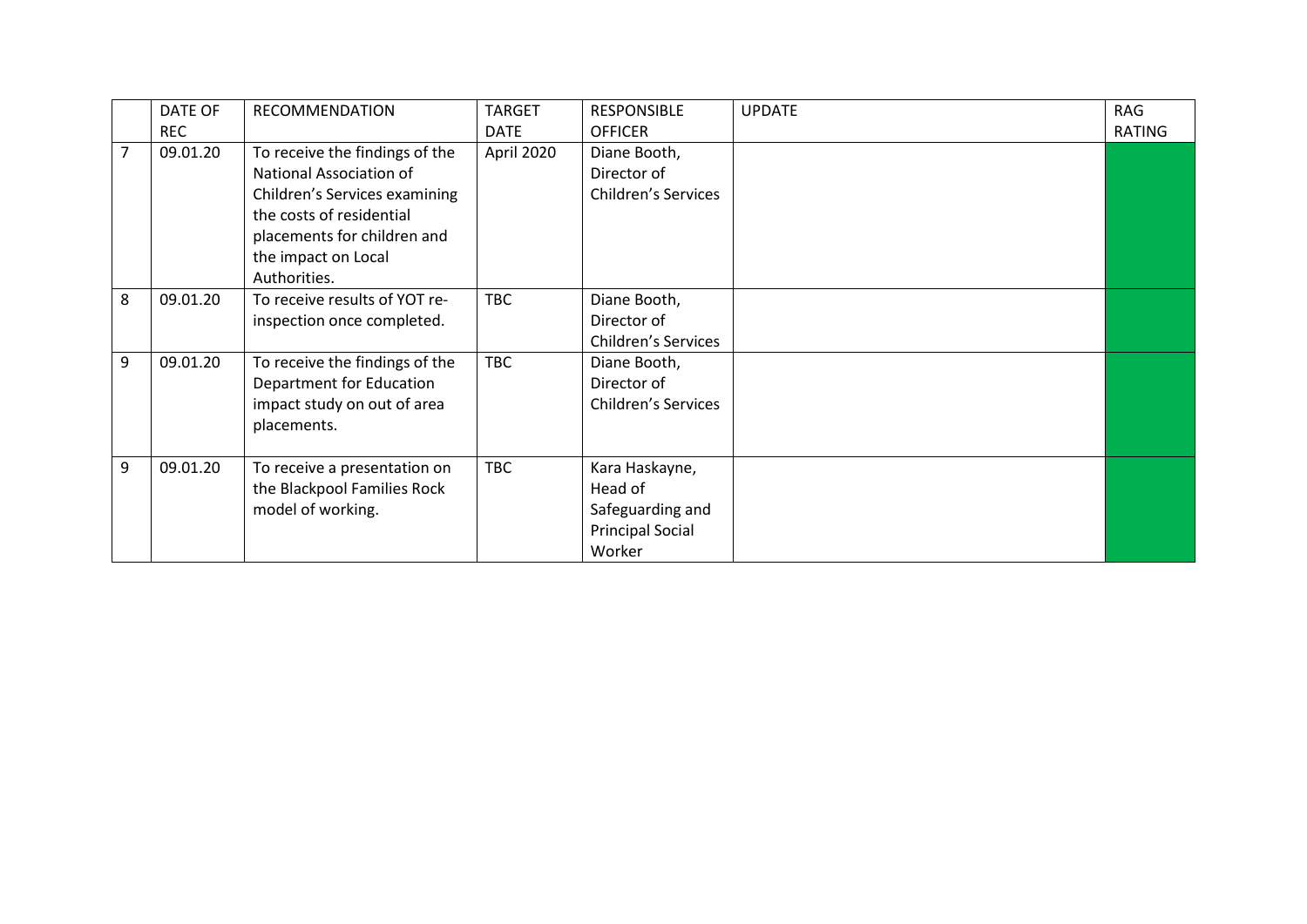| | DATE OF REC | RECOMMENDATION | TARGET DATE | RESPONSIBLE OFFICER | UPDATE | RAG RATING |
|---|---|---|---|---|---|---|
| 7 | 09.01.20 | To receive the findings of the National Association of Children's Services examining the costs of residential placements for children and the impact on Local Authorities. | April 2020 | Diane Booth, Director of Children's Services | | |
| 8 | 09.01.20 | To receive results of YOT re-inspection once completed. | TBC | Diane Booth, Director of Children's Services | | |
| 9 | 09.01.20 | To receive the findings of the Department for Education impact study on out of area placements. | TBC | Diane Booth, Director of Children's Services | | |
| 9 | 09.01.20 | To receive a presentation on the Blackpool Families Rock model of working. | TBC | Kara Haskayne, Head of Safeguarding and Principal Social Worker | | |